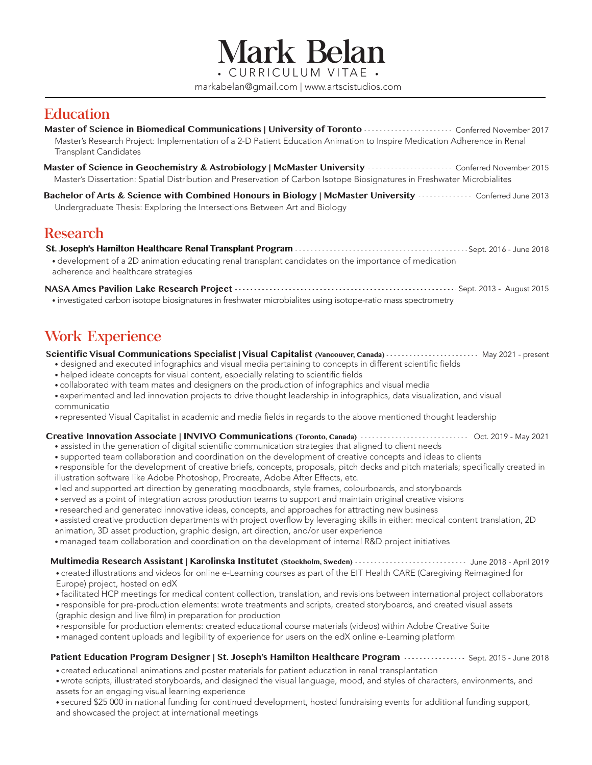# Mark Belan

• CURRICULUM VITAE •

markabelan@gmail.com | www.artscistudios.com

## Education

**Master of Science in Biomedical Communications | University of Toronto** ---------- Conferred November 2017
Master's Research Project: Implementation of a 2-D Patient Education Animation to Inspire Medication Adherence in Renal Transplant Candidates

**Master of Science in Geochemistry & Astrobiology | McMaster University** ---------- Conferred November 2015
Master's Dissertation: Spatial Distribution and Preservation of Carbon Isotope Biosignatures in Freshwater Microbialites

**Bachelor of Arts & Science with Combined Honours in Biology | McMaster University** ---------- Conferred June 2013
Undergraduate Thesis: Exploring the Intersections Between Art and Biology

## Research

**St. Joseph's Hamilton Healthcare Renal Transplant Program** ---------- Sept. 2016 - June 2018

- development of a 2D animation educating renal transplant candidates on the importance of medication adherence and healthcare strategies

**NASA Ames Pavilion Lake Research Project** ---------- Sept. 2013 - August 2015

- investigated carbon isotope biosignatures in freshwater microbialites using isotope-ratio mass spectrometry

## Work Experience

**Scientific Visual Communications Specialist | Visual Capitalist (Vancouver, Canada)** ---------- May 2021 - present

- designed and executed infographics and visual media pertaining to concepts in different scientific fields
- helped ideate concepts for visual content, especially relating to scientific fields
- collaborated with team mates and designers on the production of infographics and visual media
- experimented and led innovation projects to drive thought leadership in infographics, data visualization, and visual communicatio
- represented Visual Capitalist in academic and media fields in regards to the above mentioned thought leadership

**Creative Innovation Associate | INVIVO Communications (Toronto, Canada)** ---------- Oct. 2019 - May 2021

- assisted in the generation of digital scientific communication strategies that aligned to client needs
- supported team collaboration and coordination on the development of creative concepts and ideas to clients
- responsible for the development of creative briefs, concepts, proposals, pitch decks and pitch materials; specifically created in illustration software like Adobe Photoshop, Procreate, Adobe After Effects, etc.
- led and supported art direction by generating moodboards, style frames, colourboards, and storyboards
- served as a point of integration across production teams to support and maintain original creative visions
- researched and generated innovative ideas, concepts, and approaches for attracting new business
- assisted creative production departments with project overflow by leveraging skills in either: medical content translation, 2D animation, 3D asset production, graphic design, art direction, and/or user experience
- managed team collaboration and coordination on the development of internal R&D project initiatives

**Multimedia Research Assistant | Karolinska Institutet (Stockholm, Sweden)** ---------- June 2018 - April 2019

- created illustrations and videos for online e-Learning courses as part of the EIT Health CARE (Caregiving Reimagined for Europe) project, hosted on edX
- facilitated HCP meetings for medical content collection, translation, and revisions between international project collaborators
- responsible for pre-production elements: wrote treatments and scripts, created storyboards, and created visual assets (graphic design and live film) in preparation for production
- responsible for production elements: created educational course materials (videos) within Adobe Creative Suite
- managed content uploads and legibility of experience for users on the edX online e-Learning platform

**Patient Education Program Designer | St. Joseph's Hamilton Healthcare Program** ---------- Sept. 2015 - June 2018

- created educational animations and poster materials for patient education in renal transplantation
- wrote scripts, illustrated storyboards, and designed the visual language, mood, and styles of characters, environments, and assets for an engaging visual learning experience
- secured $25 000 in national funding for continued development, hosted fundraising events for additional funding support, and showcased the project at international meetings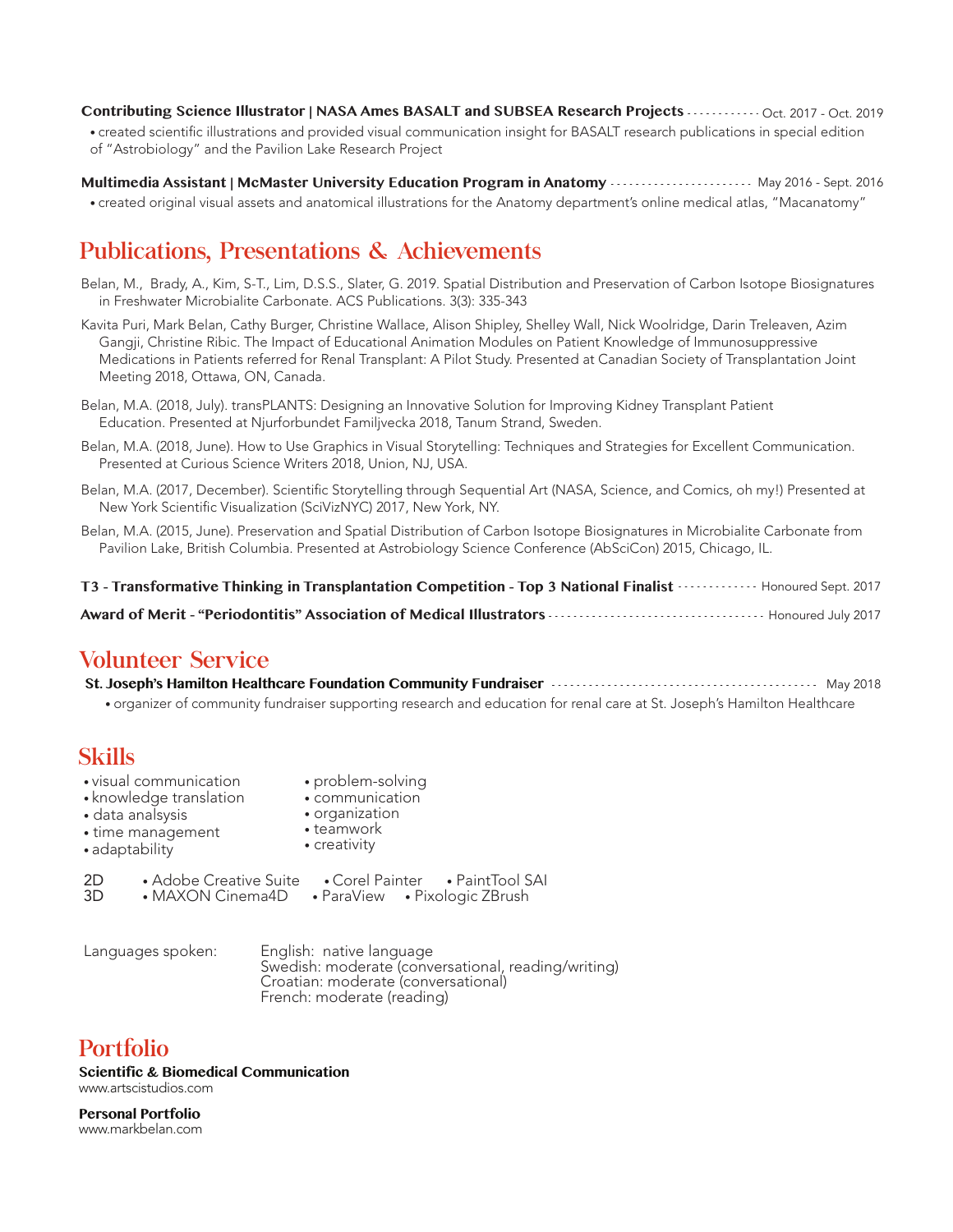**Contributing Science Illustrator | NASA Ames BASALT and SUBSEA Research Projects** ----------- Oct. 2017 - Oct. 2019

- created scientific illustrations and provided visual communication insight for BASALT research publications in special edition of "Astrobiology" and the Pavilion Lake Research Project

**Multimedia Assistant | McMaster University Education Program in Anatomy** ---------------------- May 2016 - Sept. 2016

- created original visual assets and anatomical illustrations for the Anatomy department's online medical atlas, "Macanatomy"

## Publications, Presentations & Achievements

Belan, M., Brady, A., Kim, S-T., Lim, D.S.S., Slater, G. 2019. Spatial Distribution and Preservation of Carbon Isotope Biosignatures in Freshwater Microbialite Carbonate. ACS Publications. 3(3): 335-343

Kavita Puri, Mark Belan, Cathy Burger, Christine Wallace, Alison Shipley, Shelley Wall, Nick Woolridge, Darin Treleaven, Azim Gangji, Christine Ribic. The Impact of Educational Animation Modules on Patient Knowledge of Immunosuppressive Medications in Patients referred for Renal Transplant: A Pilot Study. Presented at Canadian Society of Transplantation Joint Meeting 2018, Ottawa, ON, Canada.

Belan, M.A. (2018, July). transPLANTS: Designing an Innovative Solution for Improving Kidney Transplant Patient Education. Presented at Njurforbundet Familjvecka 2018, Tanum Strand, Sweden.

Belan, M.A. (2018, June). How to Use Graphics in Visual Storytelling: Techniques and Strategies for Excellent Communication. Presented at Curious Science Writers 2018, Union, NJ, USA.

Belan, M.A. (2017, December). Scientific Storytelling through Sequential Art (NASA, Science, and Comics, oh my!) Presented at New York Scientific Visualization (SciVizNYC) 2017, New York, NY.

Belan, M.A. (2015, June). Preservation and Spatial Distribution of Carbon Isotope Biosignatures in Microbialite Carbonate from Pavilion Lake, British Columbia. Presented at Astrobiology Science Conference (AbSciCon) 2015, Chicago, IL.

**T3 - Transformative Thinking in Transplantation Competition - Top 3 National Finalist** ------------- Honoured Sept. 2017

**Award of Merit - "Periodontitis" Association of Medical Illustrators** --------------------------------- Honoured July 2017

## Volunteer Service

**St. Joseph's Hamilton Healthcare Foundation Community Fundraiser** ------------------------------------------ May 2018

- organizer of community fundraiser supporting research and education for renal care at St. Joseph's Hamilton Healthcare

## Skills

- visual communication
- knowledge translation
- data analsysis
- time management
- adaptability
- problem-solving
- communication
- organization
- teamwork
- creativity

2D • Adobe Creative Suite • Corel Painter • PaintTool SAI
3D • MAXON Cinema4D • ParaView • Pixologic ZBrush

Languages spoken:
English: native language
Swedish: moderate (conversational, reading/writing)
Croatian: moderate (conversational)
French: moderate (reading)

## Portfolio

**Scientific & Biomedical Communication**
www.artscistudios.com

**Personal Portfolio**
www.markbelan.com